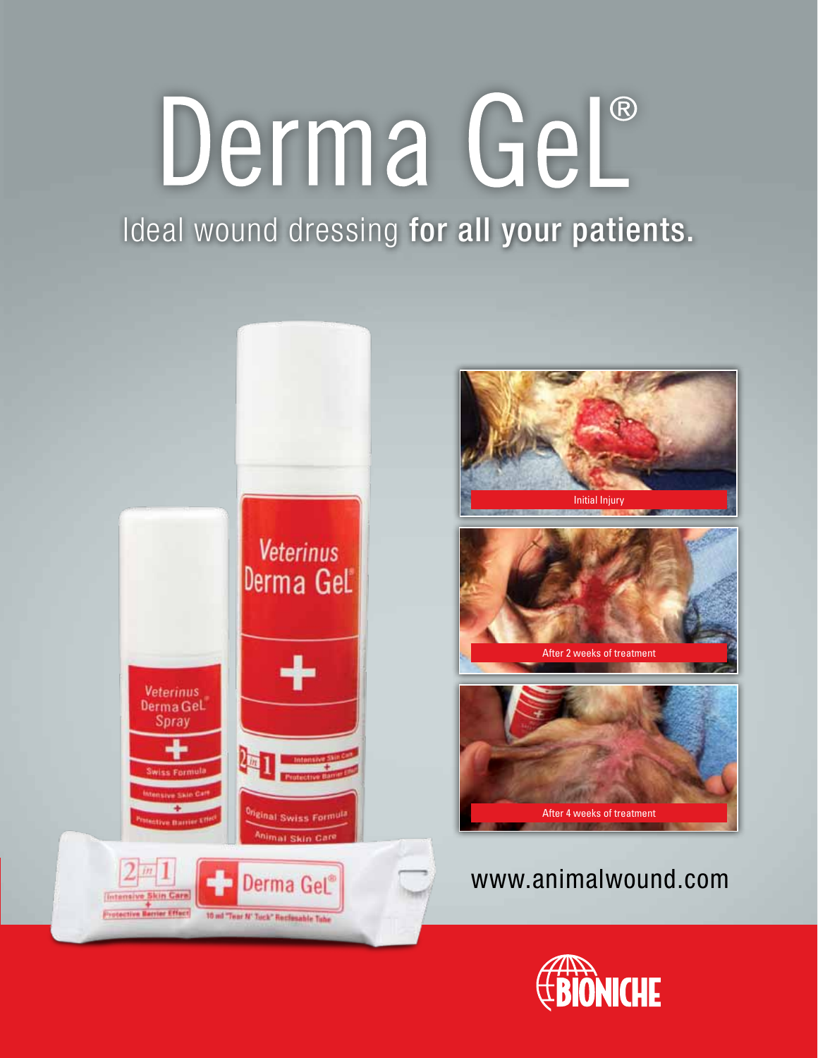# Derma Gel®

## Ideal wound dressing **for all your patients.**

Initial Injury

After 2 weeks of treatment

After 4 weeks of treatment

www.animalwound.com

BIONICHE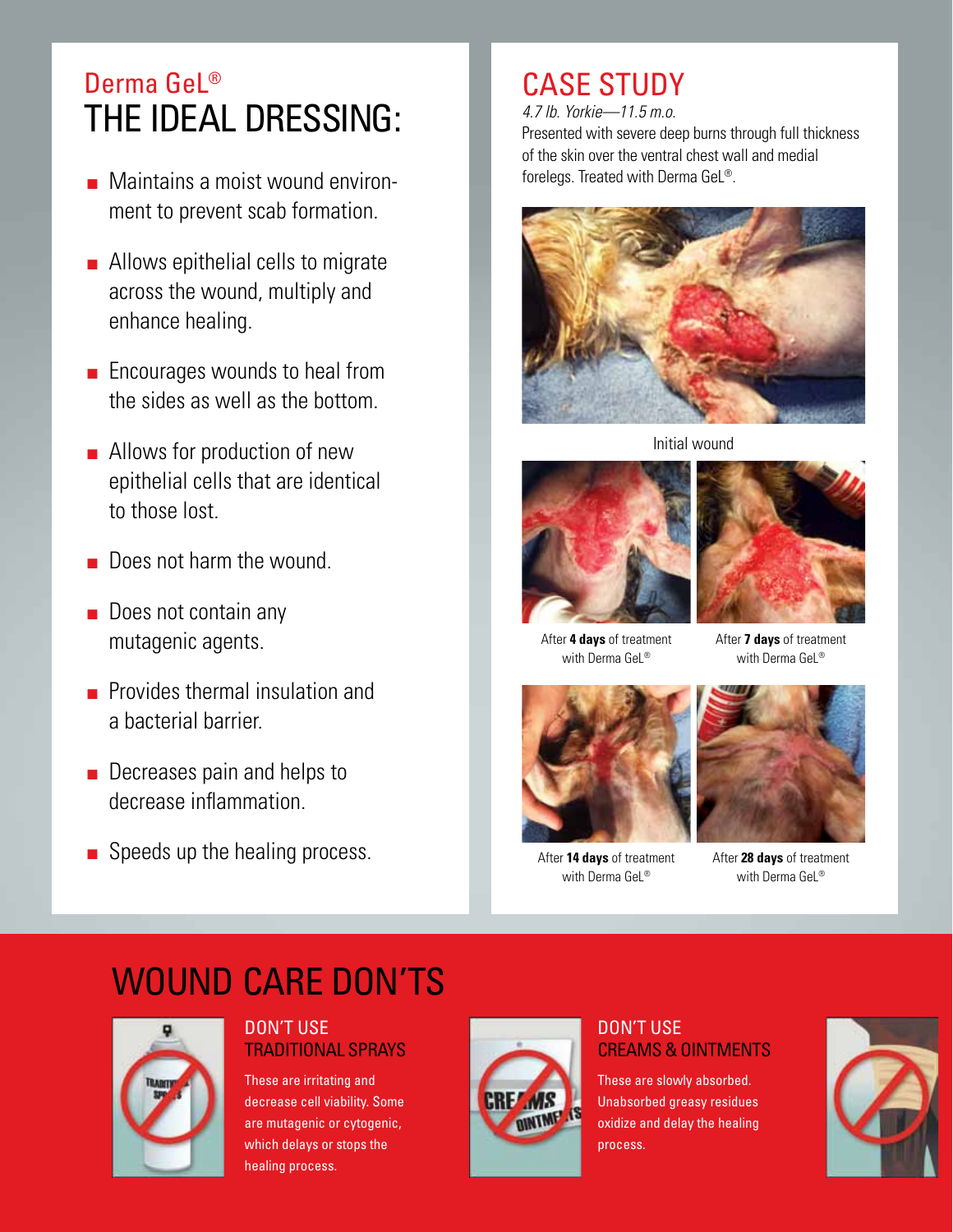## Derma GeL®
# THE IDEAL DRESSING:

- Maintains a moist wound environment to prevent scab formation.
- Allows epithelial cells to migrate across the wound, multiply and enhance healing.
- Encourages wounds to heal from the sides as well as the bottom.
- Allows for production of new epithelial cells that are identical to those lost.
- Does not harm the wound.
- Does not contain any mutagenic agents.
- Provides thermal insulation and a bacterial barrier.
- Decreases pain and helps to decrease inflammation.
- Speeds up the healing process.

# CASE STUDY

*4.7 lb. Yorkie—11.5 m.o.*

Presented with severe deep burns through full thickness of the skin over the ventral chest wall and medial forelegs. Treated with Derma GeL®.

Initial wound

After **4 days** of treatment with Derma GeL®

After **7 days** of treatment with Derma GeL®

After **14 days** of treatment with Derma GeL®

After **28 days** of treatment with Derma GeL®

# WOUND CARE DON'TS

### DON'T USE TRADITIONAL SPRAYS

These are irritating and decrease cell viability. Some are mutagenic or cytogenic, which delays or stops the healing process.

### DON'T USE CREAMS & OINTMENTS

These are slowly absorbed. Unabsorbed greasy residues oxidize and delay the healing process.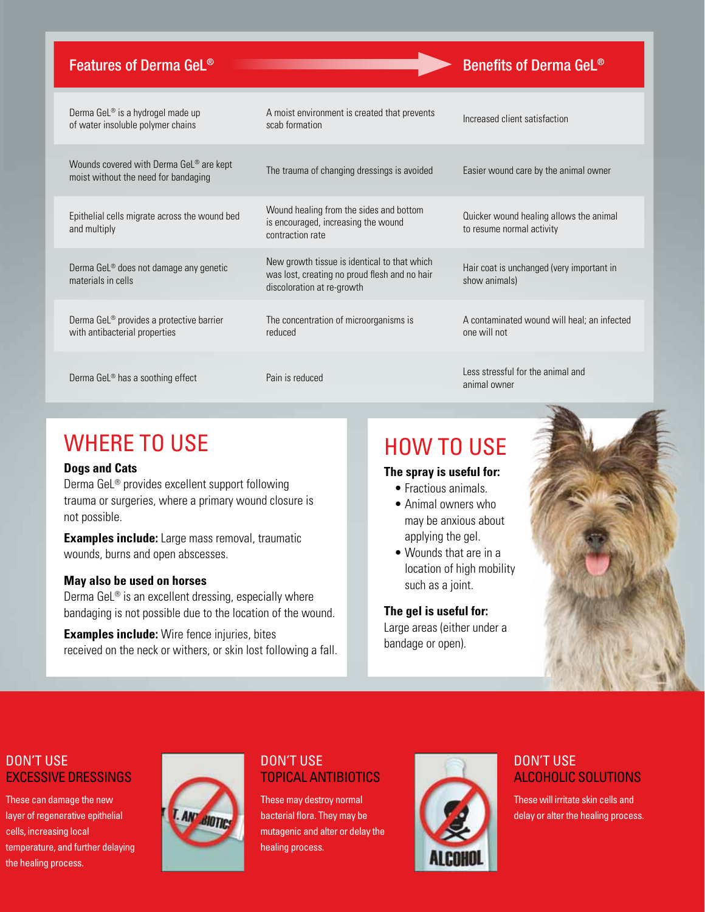| Features of Derma GeL® | | Benefits of Derma GeL® |
|---|---|---|
| Derma GeL® is a hydrogel made up of water insoluble polymer chains | A moist environment is created that prevents scab formation | Increased client satisfaction |
| Wounds covered with Derma GeL® are kept moist without the need for bandaging | The trauma of changing dressings is avoided | Easier wound care by the animal owner |
| Epithelial cells migrate across the wound bed and multiply | Wound healing from the sides and bottom is encouraged, increasing the wound contraction rate | Quicker wound healing allows the animal to resume normal activity |
| Derma GeL® does not damage any genetic materials in cells | New growth tissue is identical to that which was lost, creating no proud flesh and no hair discoloration at re-growth | Hair coat is unchanged (very important in show animals) |
| Derma GeL® provides a protective barrier with antibacterial properties | The concentration of microorganisms is reduced | A contaminated wound will heal; an infected one will not |
| Derma GeL® has a soothing effect | Pain is reduced | Less stressful for the animal and animal owner |

## WHERE TO USE

### Dogs and Cats

Derma GeL® provides excellent support following trauma or surgeries, where a primary wound closure is not possible.

**Examples include:** Large mass removal, traumatic wounds, burns and open abscesses.

### May also be used on horses

Derma GeL® is an excellent dressing, especially where bandaging is not possible due to the location of the wound.

**Examples include:** Wire fence injuries, bites received on the neck or withers, or skin lost following a fall.

## HOW TO USE

**The spray is useful for:**

- Fractious animals.
- Animal owners who may be anxious about applying the gel.
- Wounds that are in a location of high mobility such as a joint.

**The gel is useful for:**

Large areas (either under a bandage or open).

### DON'T USE EXCESSIVE DRESSINGS

These can damage the new layer of regenerative epithelial cells, increasing local temperature, and further delaying the healing process.

### DON'T USE TOPICAL ANTIBIOTICS

These may destroy normal bacterial flora. They may be mutagenic and alter or delay the healing process.

### DON'T USE ALCOHOLIC SOLUTIONS

These will irritate skin cells and delay or alter the healing process.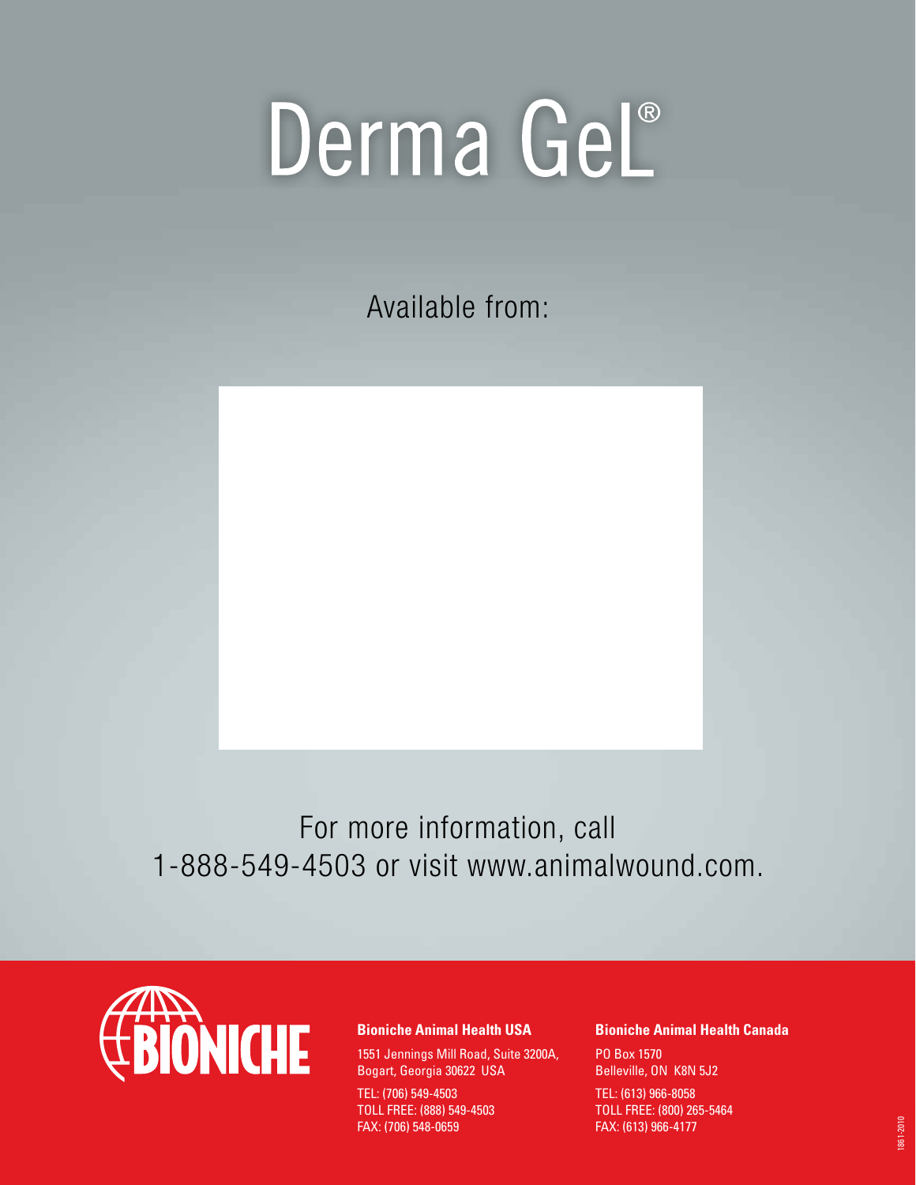# Derma GeL®

Available from:

For more information, call
1-888-549-4503 or visit www.animalwound.com.

BIONICHE

**Bioniche Animal Health USA**

1551 Jennings Mill Road, Suite 3200A,
Bogart, Georgia 30622 USA

TEL: (706) 549-4503
TOLL FREE: (888) 549-4503
FAX: (706) 548-0659

**Bioniche Animal Health Canada**

PO Box 1570
Belleville, ON K8N 5J2

TEL: (613) 966-8058
TOLL FREE: (800) 265-5464
FAX: (613) 966-4177

1861-2010